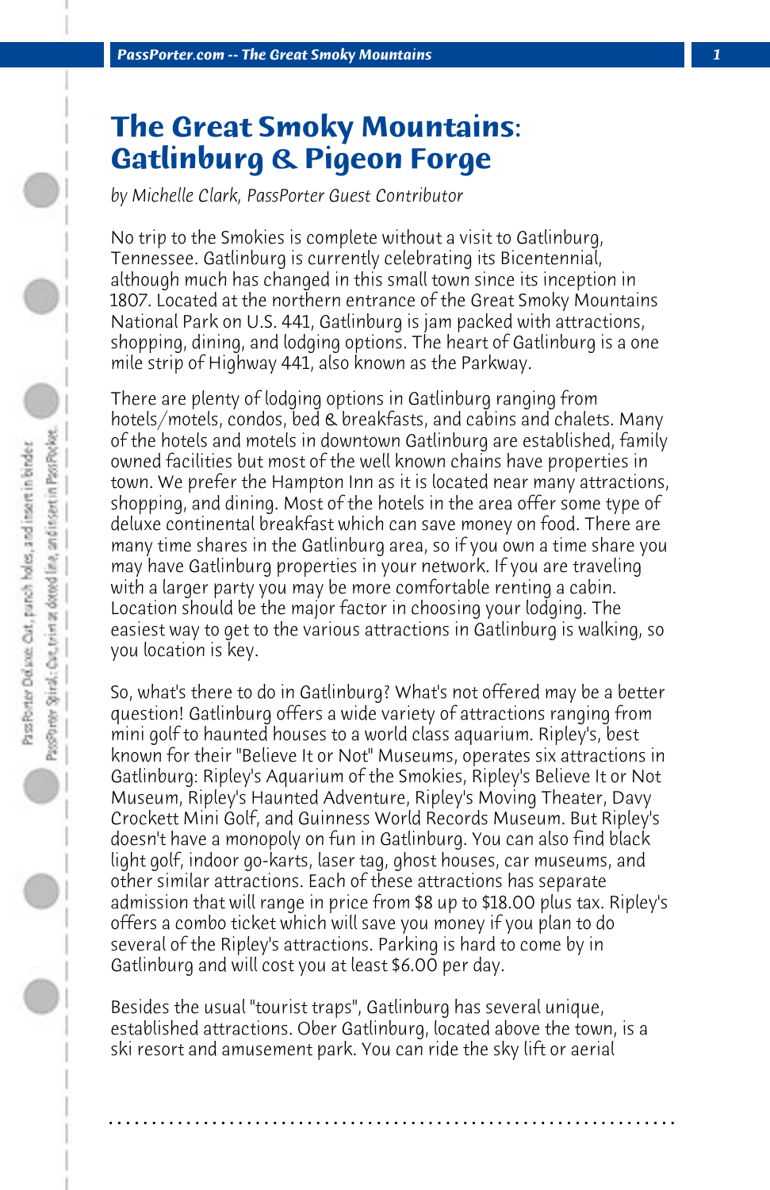# The Great Smoky Mountains: Gatlinburg & Pigeon Forge

*by Michelle Clark, PassPorter Guest Contributor*

No trip to the Smokies is complete without a visit to Gatlinburg, Tennessee. Gatlinburg is currently celebrating its Bicentennial, although much has changed in this small town since its inception in 1807. Located at the northern entrance of the Great Smoky Mountains National Park on U.S. 441, Gatlinburg is jam packed with attractions, shopping, dining, and lodging options. The heart of Gatlinburg is a one mile strip of Highway 441, also known as the Parkway.

There are plenty of lodging options in Gatlinburg ranging from hotels/motels, condos, bed & breakfasts, and cabins and chalets. Many of the hotels and motels in downtown Gatlinburg are established, family owned facilities but most of the well known chains have properties in town. We prefer the Hampton Inn as it is located near many attractions, shopping, and dining. Most of the hotels in the area offer some type of deluxe continental breakfast which can save money on food. There are many time shares in the Gatlinburg area, so if you own a time share you may have Gatlinburg properties in your network. If you are traveling with a larger party you may be more comfortable renting a cabin. Location should be the major factor in choosing your lodging. The easiest way to get to the various attractions in Gatlinburg is walking, so you location is key.

So, what's there to do in Gatlinburg? What's not offered may be a better question! Gatlinburg offers a wide variety of attractions ranging from mini golf to haunted houses to a world class aquarium. Ripley's, best known for their "Believe It or Not" Museums, operates six attractions in Gatlinburg: Ripley's Aquarium of the Smokies, Ripley's Believe It or Not Museum, Ripley's Haunted Adventure, Ripley's Moving Theater, Davy Crockett Mini Golf, and Guinness World Records Museum. But Ripley's doesn't have a monopoly on fun in Gatlinburg. You can also find black light golf, indoor go-karts, laser tag, ghost houses, car museums, and other similar attractions. Each of these attractions has separate admission that will range in price from $8 up to $18.00 plus tax. Ripley's offers a combo ticket which will save you money if you plan to do several of the Ripley's attractions. Parking is hard to come by in Gatlinburg and will cost you at least $6.00 per day.

Besides the usual "tourist traps", Gatlinburg has several unique, established attractions. Ober Gatlinburg, located above the town, is a ski resort and amusement park. You can ride the sky lift or aerial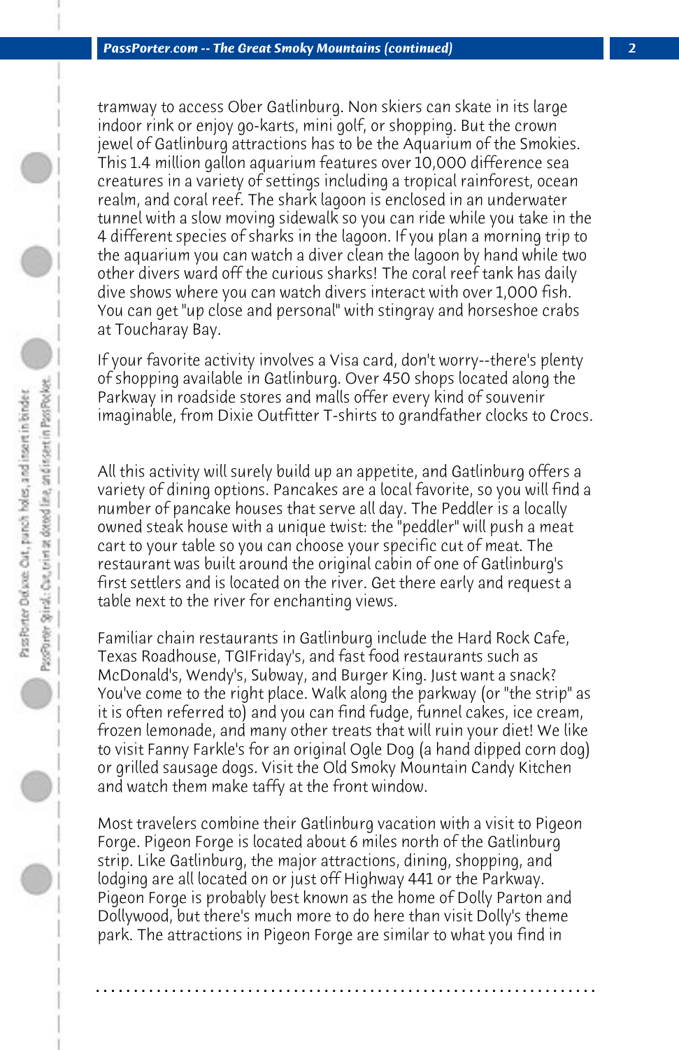tramway to access Ober Gatlinburg. Non skiers can skate in its large indoor rink or enjoy go-karts, mini golf, or shopping. But the crown jewel of Gatlinburg attractions has to be the Aquarium of the Smokies. This 1.4 million gallon aquarium features over 10,000 difference sea creatures in a variety of settings including a tropical rainforest, ocean realm, and coral reef. The shark lagoon is enclosed in an underwater tunnel with a slow moving sidewalk so you can ride while you take in the 4 different species of sharks in the lagoon. If you plan a morning trip to the aquarium you can watch a diver clean the lagoon by hand while two other divers ward off the curious sharks! The coral reef tank has daily dive shows where you can watch divers interact with over 1,000 fish. You can get "up close and personal" with stingray and horseshoe crabs at Toucharay Bay.

If your favorite activity involves a Visa card, don't worry--there's plenty of shopping available in Gatlinburg. Over 450 shops located along the Parkway in roadside stores and malls offer every kind of souvenir imaginable, from Dixie Outfitter T-shirts to grandfather clocks to Crocs.

All this activity will surely build up an appetite, and Gatlinburg offers a variety of dining options. Pancakes are a local favorite, so you will find a number of pancake houses that serve all day. The Peddler is a locally owned steak house with a unique twist: the "peddler" will push a meat cart to your table so you can choose your specific cut of meat. The restaurant was built around the original cabin of one of Gatlinburg's first settlers and is located on the river. Get there early and request a table next to the river for enchanting views.

Familiar chain restaurants in Gatlinburg include the Hard Rock Cafe, Texas Roadhouse, TGIFriday's, and fast food restaurants such as McDonald's, Wendy's, Subway, and Burger King. Just want a snack? You've come to the right place. Walk along the parkway (or "the strip" as it is often referred to) and you can find fudge, funnel cakes, ice cream, frozen lemonade, and many other treats that will ruin your diet! We like to visit Fanny Farkle's for an original Ogle Dog (a hand dipped corn dog) or grilled sausage dogs. Visit the Old Smoky Mountain Candy Kitchen and watch them make taffy at the front window.

Most travelers combine their Gatlinburg vacation with a visit to Pigeon Forge. Pigeon Forge is located about 6 miles north of the Gatlinburg strip. Like Gatlinburg, the major attractions, dining, shopping, and lodging are all located on or just off Highway 441 or the Parkway. Pigeon Forge is probably best known as the home of Dolly Parton and Dollywood, but there's much more to do here than visit Dolly's theme park. The attractions in Pigeon Forge are similar to what you find in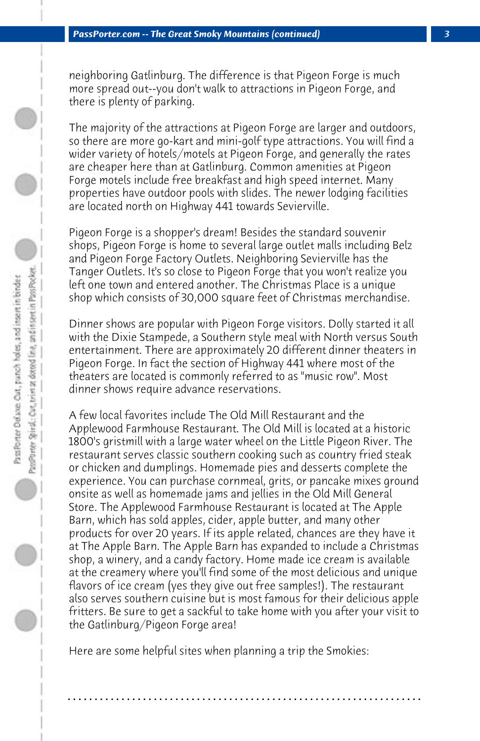neighboring Gatlinburg. The difference is that Pigeon Forge is much more spread out--you don't walk to attractions in Pigeon Forge, and there is plenty of parking.

The majority of the attractions at Pigeon Forge are larger and outdoors, so there are more go-kart and mini-golf type attractions. You will find a wider variety of hotels/motels at Pigeon Forge, and generally the rates are cheaper here than at Gatlinburg. Common amenities at Pigeon Forge motels include free breakfast and high speed internet. Many properties have outdoor pools with slides. The newer lodging facilities are located north on Highway 441 towards Sevierville.

Pigeon Forge is a shopper's dream! Besides the standard souvenir shops, Pigeon Forge is home to several large outlet malls including Belz and Pigeon Forge Factory Outlets. Neighboring Sevierville has the Tanger Outlets. It's so close to Pigeon Forge that you won't realize you left one town and entered another. The Christmas Place is a unique shop which consists of 30,000 square feet of Christmas merchandise.

Dinner shows are popular with Pigeon Forge visitors. Dolly started it all with the Dixie Stampede, a Southern style meal with North versus South entertainment. There are approximately 20 different dinner theaters in Pigeon Forge. In fact the section of Highway 441 where most of the theaters are located is commonly referred to as "music row". Most dinner shows require advance reservations.

A few local favorites include The Old Mill Restaurant and the Applewood Farmhouse Restaurant. The Old Mill is located at a historic 1800's gristmill with a large water wheel on the Little Pigeon River. The restaurant serves classic southern cooking such as country fried steak or chicken and dumplings. Homemade pies and desserts complete the experience. You can purchase cornmeal, grits, or pancake mixes ground onsite as well as homemade jams and jellies in the Old Mill General Store. The Applewood Farmhouse Restaurant is located at The Apple Barn, which has sold apples, cider, apple butter, and many other products for over 20 years. If its apple related, chances are they have it at The Apple Barn. The Apple Barn has expanded to include a Christmas shop, a winery, and a candy factory. Home made ice cream is available at the creamery where you'll find some of the most delicious and unique flavors of ice cream (yes they give out free samples!). The restaurant also serves southern cuisine but is most famous for their delicious apple fritters. Be sure to get a sackful to take home with you after your visit to the Gatlinburg/Pigeon Forge area!

Here are some helpful sites when planning a trip the Smokies: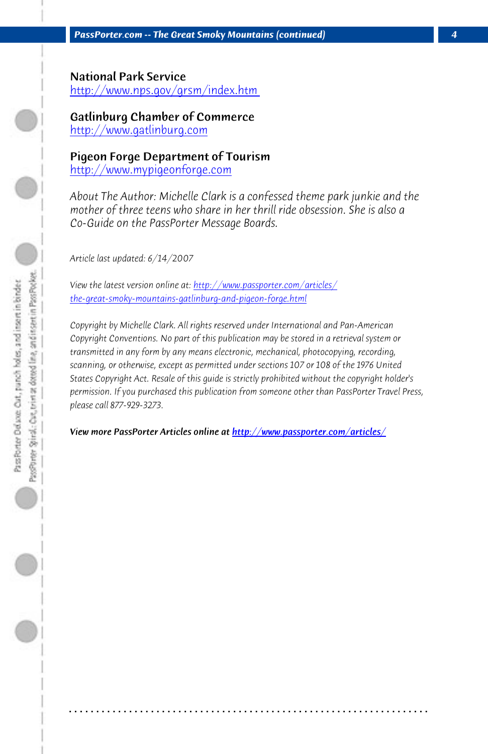**National Park Service**
http://www.nps.gov/grsm/index.htm

**Gatlinburg Chamber of Commerce**
http://www.gatlinburg.com

**Pigeon Forge Department of Tourism**
http://www.mypigeonforge.com

*About The Author: Michelle Clark is a confessed theme park junkie and the mother of three teens who share in her thrill ride obsession. She is also a Co-Guide on the PassPorter Message Boards.*

*Article last updated: 6/14/2007*

*View the latest version online at: http://www.passporter.com/articles/the-great-smoky-mountains-gatlinburg-and-pigeon-forge.html*

*Copyright by Michelle Clark. All rights reserved under International and Pan-American Copyright Conventions. No part of this publication may be stored in a retrieval system or transmitted in any form by any means electronic, mechanical, photocopying, recording, scanning, or otherwise, except as permitted under sections 107 or 108 of the 1976 United States Copyright Act. Resale of this guide is strictly prohibited without the copyright holder's permission. If you purchased this publication from someone other than PassPorter Travel Press, please call 877-929-3273.*

***View more PassPorter Articles online at http://www.passporter.com/articles/***